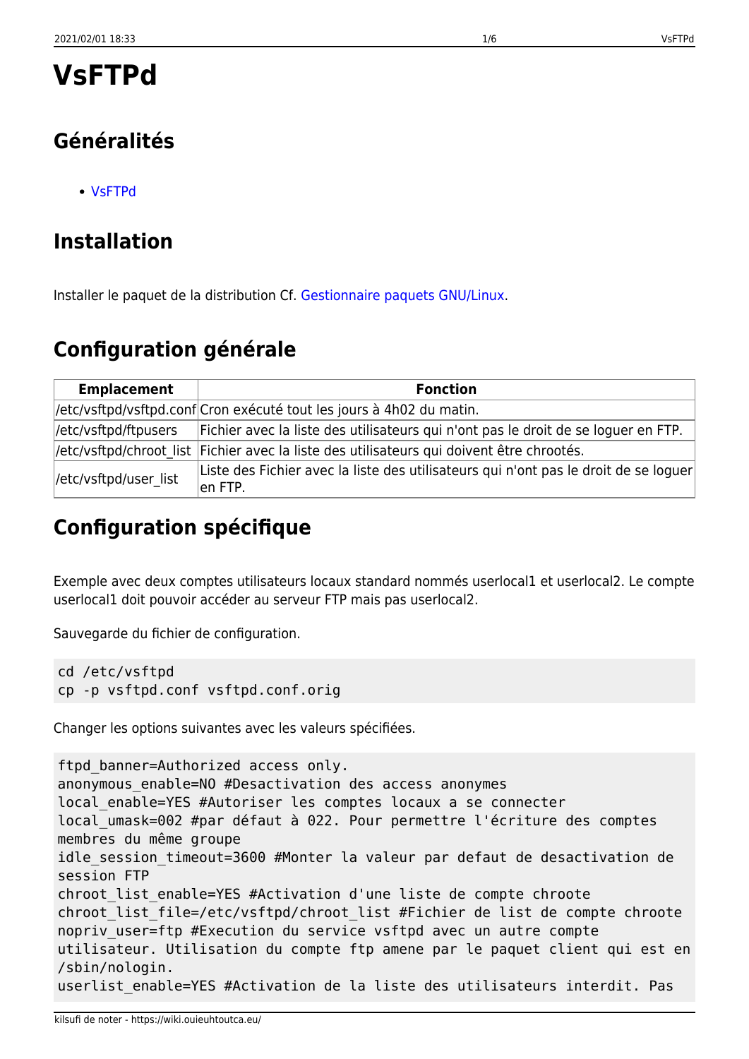# VsFTPd

## Généralités

- VsFTPd

## Installation

Installer le paquet de la distribution Cf. Gestionnaire paquets GNU/Linux.

## Configuration générale

| Emplacement | Fonction |
|---|---|
| /etc/vsftpd/vsftpd.conf | Cron exécuté tout les jours à 4h02 du matin. |
| /etc/vsftpd/ftpusers | Fichier avec la liste des utilisateurs qui n'ont pas le droit de se loguer en FTP. |
| /etc/vsftpd/chroot_list | Fichier avec la liste des utilisateurs qui doivent être chrootés. |
| /etc/vsftpd/user_list | Liste des Fichier avec la liste des utilisateurs qui n'ont pas le droit de se loguer en FTP. |

## Configuration spécifique

Exemple avec deux comptes utilisateurs locaux standard nommés userlocal1 et userlocal2. Le compte userlocal1 doit pouvoir accéder au serveur FTP mais pas userlocal2.

Sauvegarde du fichier de configuration.

```
cd /etc/vsftpd
cp -p vsftpd.conf vsftpd.conf.orig
```

Changer les options suivantes avec les valeurs spécifiées.

```
ftpd_banner=Authorized access only.
anonymous_enable=NO #Desactivation des access anonymes
local_enable=YES #Autoriser les comptes locaux a se connecter
local_umask=002 #par défaut à 022. Pour permettre l'écriture des comptes
membres du même groupe
idle_session_timeout=3600 #Monter la valeur par defaut de desactivation de
session FTP
chroot_list_enable=YES #Activation d'une liste de compte chroote
chroot_list_file=/etc/vsftpd/chroot_list #Fichier de list de compte chroote
nopriv_user=ftp #Execution du service vsftpd avec un autre compte
utilisateur. Utilisation du compte ftp amene par le paquet client qui est en
/sbin/nologin.
userlist_enable=YES #Activation de la liste des utilisateurs interdit. Pas
```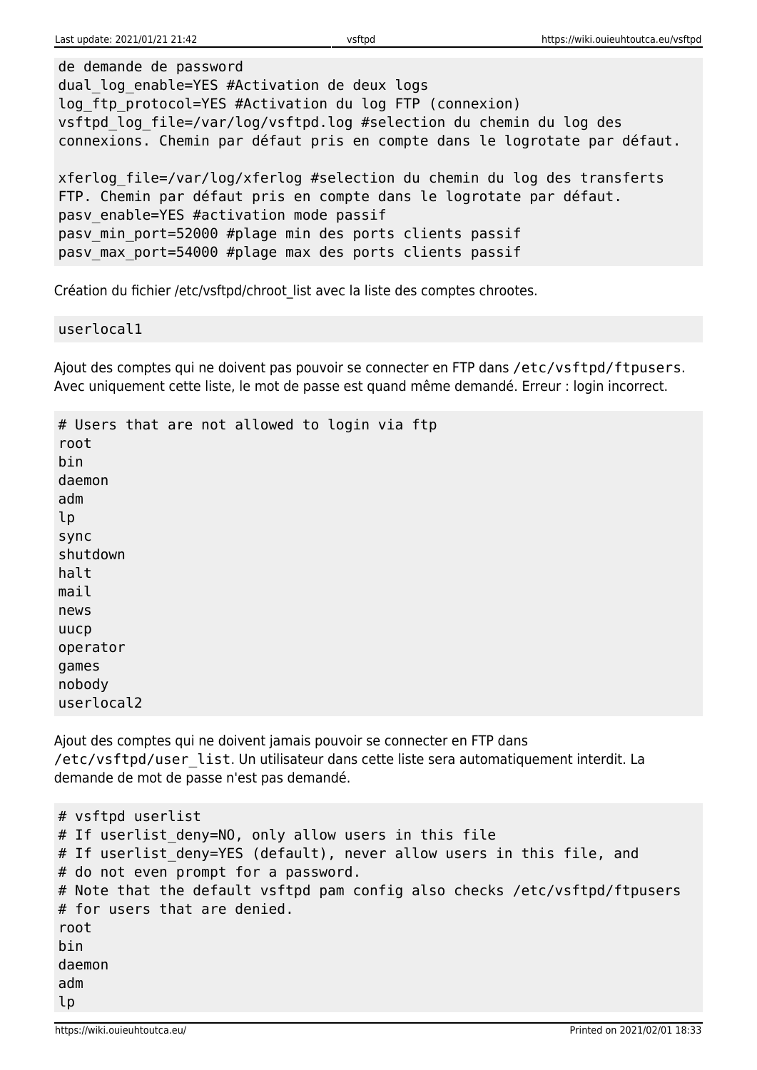```
de demande de password
dual_log_enable=YES #Activation de deux logs
log_ftp_protocol=YES #Activation du log FTP (connexion)
vsftpd_log_file=/var/log/vsftpd.log #selection du chemin du log des
connexions. Chemin par défaut pris en compte dans le logrotate par défaut.

xferlog_file=/var/log/xferlog #selection du chemin du log des transferts
FTP. Chemin par défaut pris en compte dans le logrotate par défaut.
pasv_enable=YES #activation mode passif
pasv_min_port=52000 #plage min des ports clients passif
pasv_max_port=54000 #plage max des ports clients passif
```

Création du fichier /etc/vsftpd/chroot_list avec la liste des comptes chrootes.

```
userlocal1
```

Ajout des comptes qui ne doivent pas pouvoir se connecter en FTP dans `/etc/vsftpd/ftpusers`. Avec uniquement cette liste, le mot de passe est quand même demandé. Erreur : login incorrect.

```
# Users that are not allowed to login via ftp
root
bin
daemon
adm
lp
sync
shutdown
halt
mail
news
uucp
operator
games
nobody
userlocal2
```

Ajout des comptes qui ne doivent jamais pouvoir se connecter en FTP dans `/etc/vsftpd/user_list`. Un utilisateur dans cette liste sera automatiquement interdit. La demande de mot de passe n'est pas demandé.

```
# vsftpd userlist
# If userlist_deny=NO, only allow users in this file
# If userlist_deny=YES (default), never allow users in this file, and
# do not even prompt for a password.
# Note that the default vsftpd pam config also checks /etc/vsftpd/ftpusers
# for users that are denied.
root
bin
daemon
adm
lp
```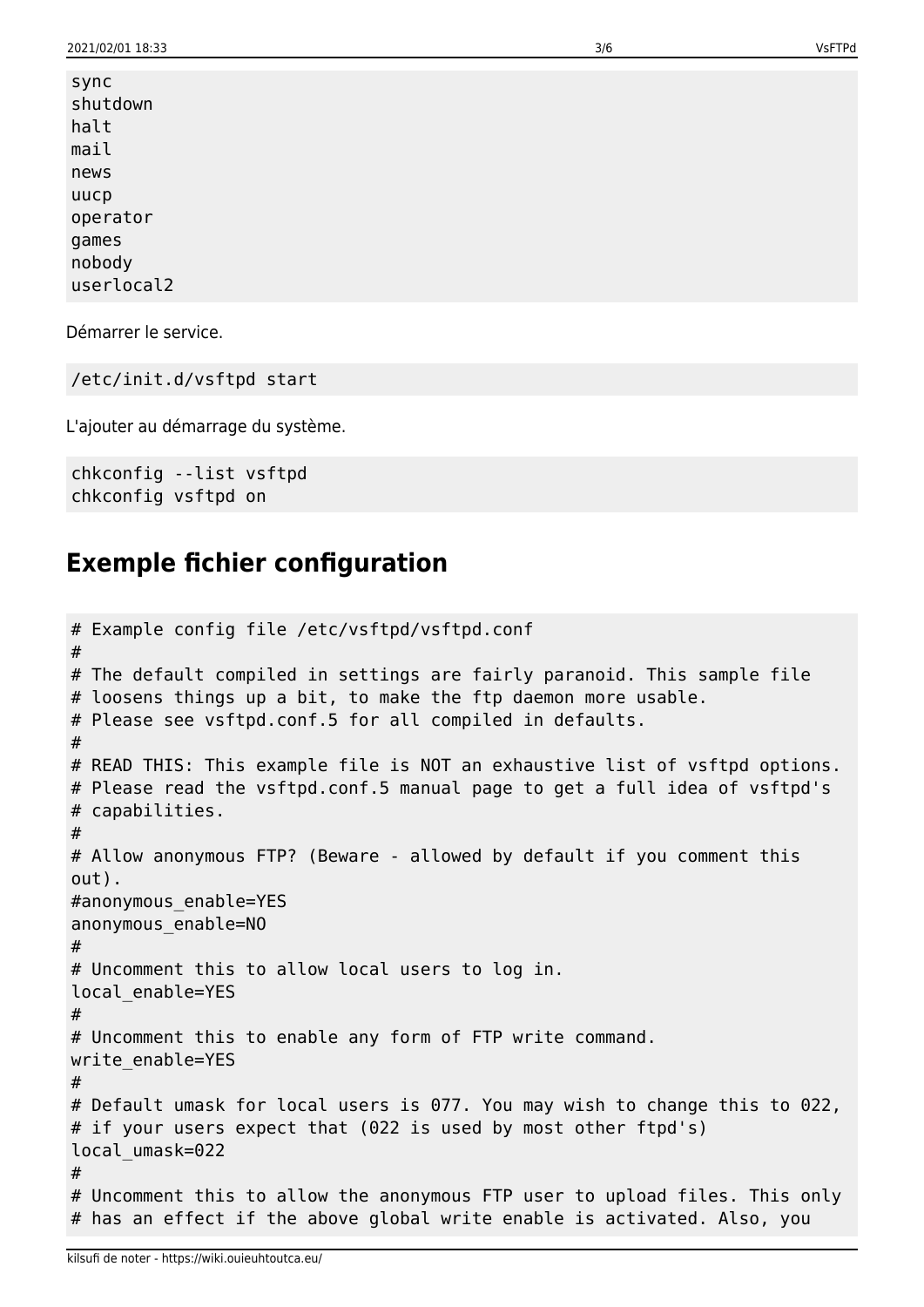```
sync
shutdown
halt
mail
news
uucp
operator
games
nobody
userlocal2
```

Démarrer le service.

```
/etc/init.d/vsftpd start
```

L'ajouter au démarrage du système.

```
chkconfig --list vsftpd
chkconfig vsftpd on
```

## Exemple fichier configuration

```
# Example config file /etc/vsftpd/vsftpd.conf
#
# The default compiled in settings are fairly paranoid. This sample file
# loosens things up a bit, to make the ftp daemon more usable.
# Please see vsftpd.conf.5 for all compiled in defaults.
#
# READ THIS: This example file is NOT an exhaustive list of vsftpd options.
# Please read the vsftpd.conf.5 manual page to get a full idea of vsftpd's
# capabilities.
#
# Allow anonymous FTP? (Beware - allowed by default if you comment this
out).
#anonymous_enable=YES
anonymous_enable=NO
#
# Uncomment this to allow local users to log in.
local_enable=YES
#
# Uncomment this to enable any form of FTP write command.
write_enable=YES
#
# Default umask for local users is 077. You may wish to change this to 022,
# if your users expect that (022 is used by most other ftpd's)
local_umask=022
#
# Uncomment this to allow the anonymous FTP user to upload files. This only
# has an effect if the above global write enable is activated. Also, you
```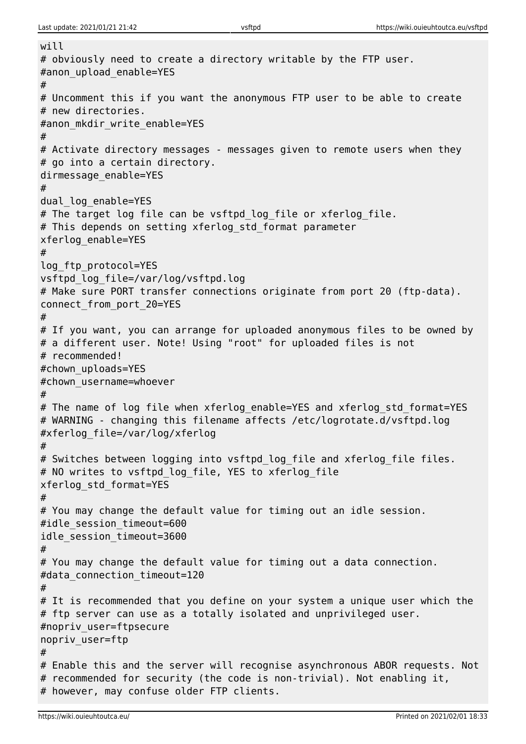```
will
# obviously need to create a directory writable by the FTP user.
#anon_upload_enable=YES
#
# Uncomment this if you want the anonymous FTP user to be able to create
# new directories.
#anon_mkdir_write_enable=YES
#
# Activate directory messages - messages given to remote users when they
# go into a certain directory.
dirmessage_enable=YES
#
dual_log_enable=YES
# The target log file can be vsftpd_log_file or xferlog_file.
# This depends on setting xferlog_std_format parameter
xferlog_enable=YES
#
log_ftp_protocol=YES
vsftpd_log_file=/var/log/vsftpd.log
# Make sure PORT transfer connections originate from port 20 (ftp-data).
connect_from_port_20=YES
#
# If you want, you can arrange for uploaded anonymous files to be owned by
# a different user. Note! Using "root" for uploaded files is not
# recommended!
#chown_uploads=YES
#chown_username=whoever
#
# The name of log file when xferlog_enable=YES and xferlog_std_format=YES
# WARNING - changing this filename affects /etc/logrotate.d/vsftpd.log
#xferlog_file=/var/log/xferlog
#
# Switches between logging into vsftpd_log_file and xferlog_file files.
# NO writes to vsftpd_log_file, YES to xferlog_file
xferlog_std_format=YES
#
# You may change the default value for timing out an idle session.
#idle_session_timeout=600
idle_session_timeout=3600
#
# You may change the default value for timing out a data connection.
#data_connection_timeout=120
#
# It is recommended that you define on your system a unique user which the
# ftp server can use as a totally isolated and unprivileged user.
#nopriv_user=ftpsecure
nopriv_user=ftp
#
# Enable this and the server will recognise asynchronous ABOR requests. Not
# recommended for security (the code is non-trivial). Not enabling it,
# however, may confuse older FTP clients.
```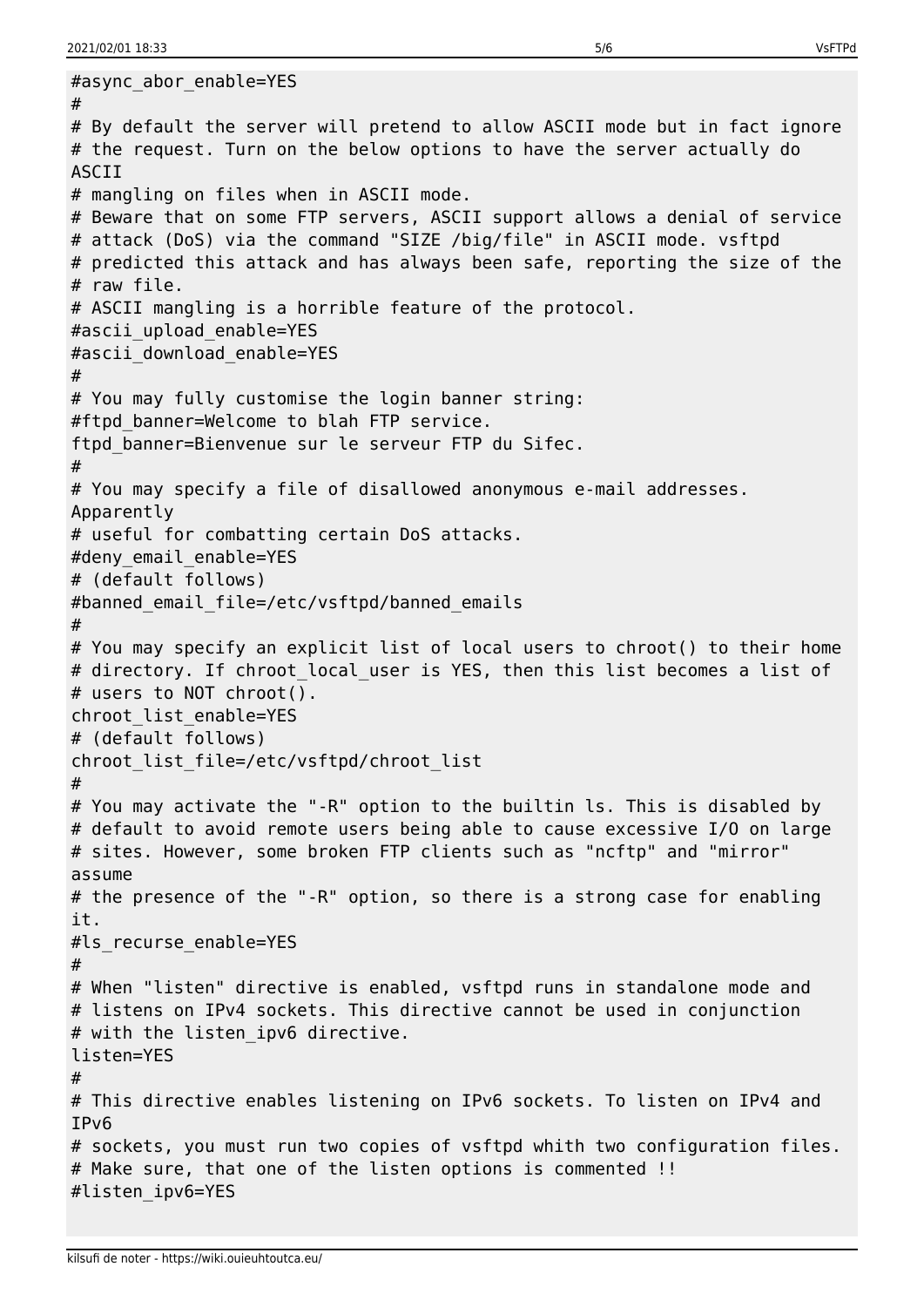```
#async_abor_enable=YES
#
# By default the server will pretend to allow ASCII mode but in fact ignore
# the request. Turn on the below options to have the server actually do
ASCII
# mangling on files when in ASCII mode.
# Beware that on some FTP servers, ASCII support allows a denial of service
# attack (DoS) via the command "SIZE /big/file" in ASCII mode. vsftpd
# predicted this attack and has always been safe, reporting the size of the
# raw file.
# ASCII mangling is a horrible feature of the protocol.
#ascii_upload_enable=YES
#ascii_download_enable=YES
#
# You may fully customise the login banner string:
#ftpd_banner=Welcome to blah FTP service.
ftpd_banner=Bienvenue sur le serveur FTP du Sifec.
#
# You may specify a file of disallowed anonymous e-mail addresses.
Apparently
# useful for combatting certain DoS attacks.
#deny_email_enable=YES
# (default follows)
#banned_email_file=/etc/vsftpd/banned_emails
#
# You may specify an explicit list of local users to chroot() to their home
# directory. If chroot_local_user is YES, then this list becomes a list of
# users to NOT chroot().
chroot_list_enable=YES
# (default follows)
chroot_list_file=/etc/vsftpd/chroot_list
#
# You may activate the "-R" option to the builtin ls. This is disabled by
# default to avoid remote users being able to cause excessive I/O on large
# sites. However, some broken FTP clients such as "ncftp" and "mirror"
assume
# the presence of the "-R" option, so there is a strong case for enabling
it.
#ls_recurse_enable=YES
#
# When "listen" directive is enabled, vsftpd runs in standalone mode and
# listens on IPv4 sockets. This directive cannot be used in conjunction
# with the listen_ipv6 directive.
listen=YES
#
# This directive enables listening on IPv6 sockets. To listen on IPv4 and
IPv6
# sockets, you must run two copies of vsftpd whith two configuration files.
# Make sure, that one of the listen options is commented !!
#listen_ipv6=YES
```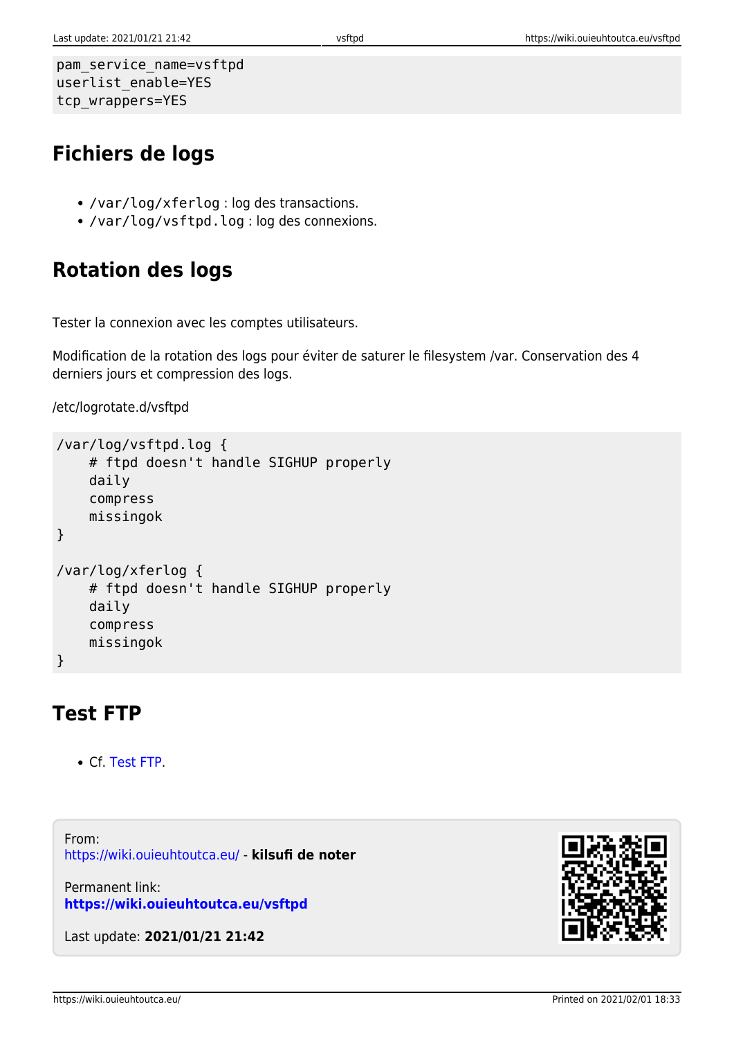```
pam_service_name=vsftpd
userlist_enable=YES
tcp_wrappers=YES
```

## Fichiers de logs

- `/var/log/xferlog` : log des transactions.
- `/var/log/vsftpd.log` : log des connexions.

## Rotation des logs

Tester la connexion avec les comptes utilisateurs.

Modification de la rotation des logs pour éviter de saturer le filesystem /var. Conservation des 4 derniers jours et compression des logs.

/etc/logrotate.d/vsftpd

```
/var/log/vsftpd.log {
    # ftpd doesn't handle SIGHUP properly
    daily
    compress
    missingok
}

/var/log/xferlog {
    # ftpd doesn't handle SIGHUP properly
    daily
    compress
    missingok
}
```

## Test FTP

- Cf. Test FTP.

From:
https://wiki.ouieuhtoutca.eu/ - **kilsufi de noter**

Permanent link:
**https://wiki.ouieuhtoutca.eu/vsftpd**

Last update: **2021/01/21 21:42**